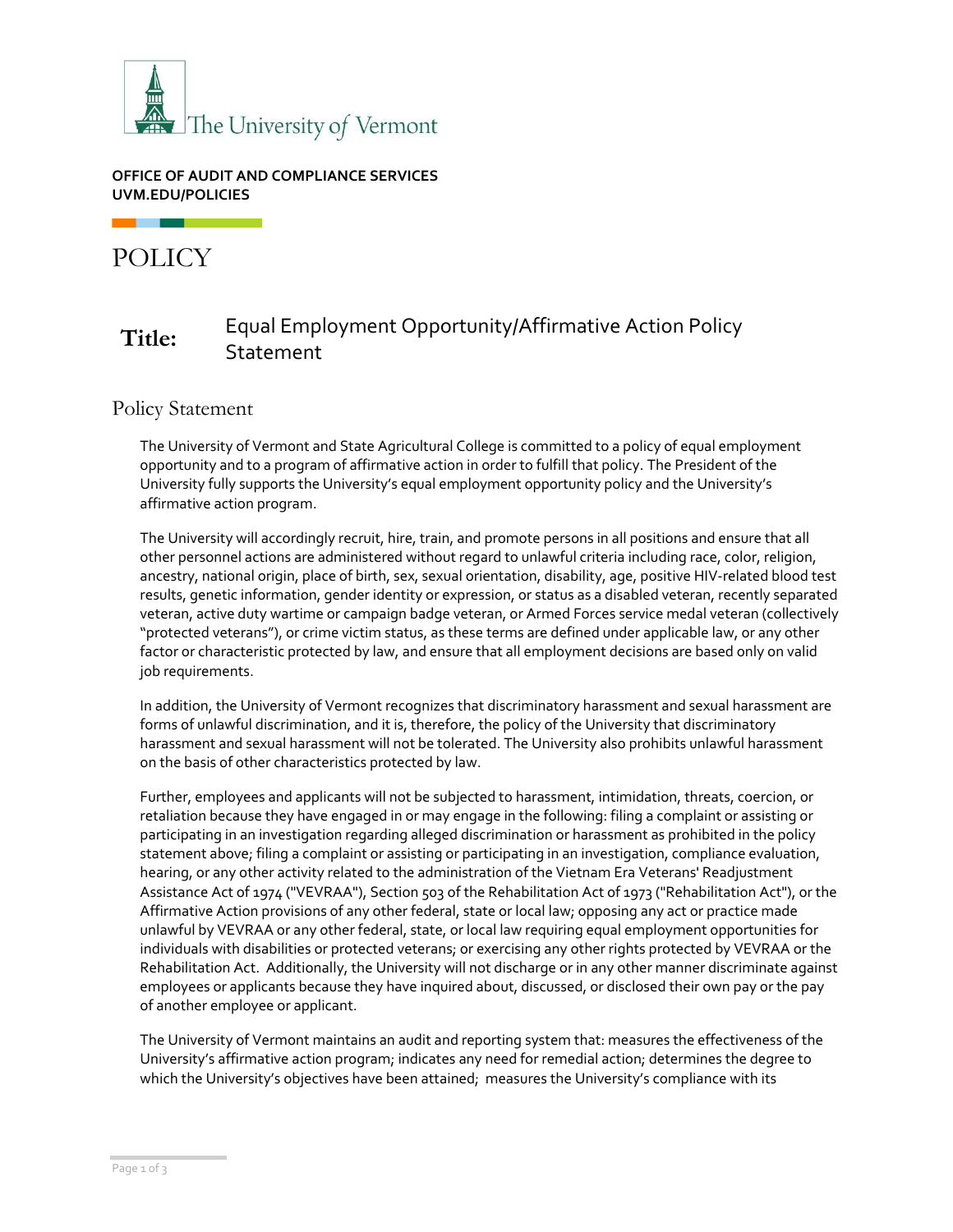The University of Vermont

**OFFICE OF AUDIT AND COMPLIANCE SERVICES**
**UVM.EDU/POLICIES**

# POLICY

**Title:** Equal Employment Opportunity/Affirmative Action Policy Statement

## Policy Statement

The University of Vermont and State Agricultural College is committed to a policy of equal employment opportunity and to a program of affirmative action in order to fulfill that policy. The President of the University fully supports the University's equal employment opportunity policy and the University's affirmative action program.

The University will accordingly recruit, hire, train, and promote persons in all positions and ensure that all other personnel actions are administered without regard to unlawful criteria including race, color, religion, ancestry, national origin, place of birth, sex, sexual orientation, disability, age, positive HIV-related blood test results, genetic information, gender identity or expression, or status as a disabled veteran, recently separated veteran, active duty wartime or campaign badge veteran, or Armed Forces service medal veteran (collectively "protected veterans"), or crime victim status, as these terms are defined under applicable law, or any other factor or characteristic protected by law, and ensure that all employment decisions are based only on valid job requirements.

In addition, the University of Vermont recognizes that discriminatory harassment and sexual harassment are forms of unlawful discrimination, and it is, therefore, the policy of the University that discriminatory harassment and sexual harassment will not be tolerated. The University also prohibits unlawful harassment on the basis of other characteristics protected by law.

Further, employees and applicants will not be subjected to harassment, intimidation, threats, coercion, or retaliation because they have engaged in or may engage in the following: filing a complaint or assisting or participating in an investigation regarding alleged discrimination or harassment as prohibited in the policy statement above; filing a complaint or assisting or participating in an investigation, compliance evaluation, hearing, or any other activity related to the administration of the Vietnam Era Veterans' Readjustment Assistance Act of 1974 ("VEVRAA"), Section 503 of the Rehabilitation Act of 1973 ("Rehabilitation Act"), or the Affirmative Action provisions of any other federal, state or local law; opposing any act or practice made unlawful by VEVRAA or any other federal, state, or local law requiring equal employment opportunities for individuals with disabilities or protected veterans; or exercising any other rights protected by VEVRAA or the Rehabilitation Act. Additionally, the University will not discharge or in any other manner discriminate against employees or applicants because they have inquired about, discussed, or disclosed their own pay or the pay of another employee or applicant.

The University of Vermont maintains an audit and reporting system that: measures the effectiveness of the University's affirmative action program; indicates any need for remedial action; determines the degree to which the University's objectives have been attained; measures the University's compliance with its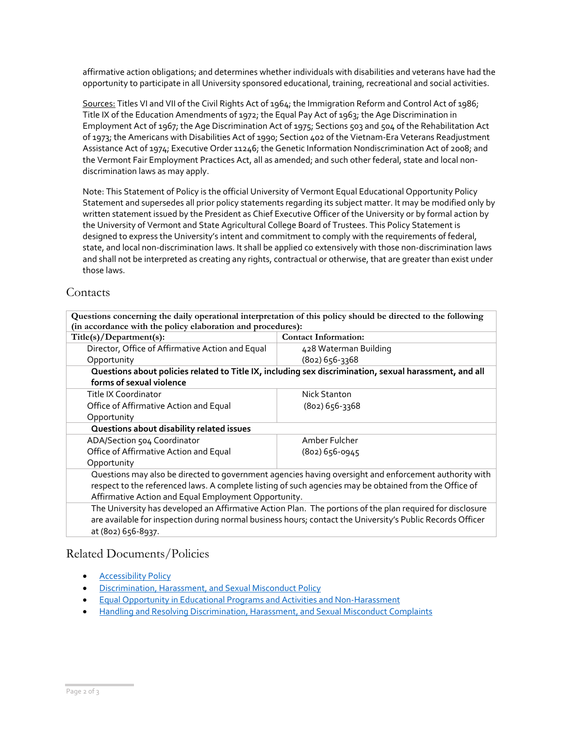affirmative action obligations; and determines whether individuals with disabilities and veterans have had the opportunity to participate in all University sponsored educational, training, recreational and social activities.

Sources: Titles VI and VII of the Civil Rights Act of 1964; the Immigration Reform and Control Act of 1986; Title IX of the Education Amendments of 1972; the Equal Pay Act of 1963; the Age Discrimination in Employment Act of 1967; the Age Discrimination Act of 1975; Sections 503 and 504 of the Rehabilitation Act of 1973; the Americans with Disabilities Act of 1990; Section 402 of the Vietnam-Era Veterans Readjustment Assistance Act of 1974; Executive Order 11246; the Genetic Information Nondiscrimination Act of 2008; and the Vermont Fair Employment Practices Act, all as amended; and such other federal, state and local non-discrimination laws as may apply.

Note: This Statement of Policy is the official University of Vermont Equal Educational Opportunity Policy Statement and supersedes all prior policy statements regarding its subject matter. It may be modified only by written statement issued by the President as Chief Executive Officer of the University or by formal action by the University of Vermont and State Agricultural College Board of Trustees. This Policy Statement is designed to express the University's intent and commitment to comply with the requirements of federal, state, and local non-discrimination laws. It shall be applied co extensively with those non-discrimination laws and shall not be interpreted as creating any rights, contractual or otherwise, that are greater than exist under those laws.

## Contacts

| **Questions concerning the daily operational interpretation of this policy should be directed to the following (in accordance with the policy elaboration and procedures):** | |
|---|---|
| **Title(s)/Department(s):** | **Contact Information:** |
| Director, Office of Affirmative Action and Equal Opportunity | 428 Waterman Building<br>(802) 656-3368 |
| **Questions about policies related to Title IX, including sex discrimination, sexual harassment, and all forms of sexual violence** | |
| Title IX Coordinator<br>Office of Affirmative Action and Equal Opportunity | Nick Stanton<br>(802) 656-3368 |
| **Questions about disability related issues** | |
| ADA/Section 504 Coordinator<br>Office of Affirmative Action and Equal Opportunity | Amber Fulcher<br>(802) 656-0945 |
| Questions may also be directed to government agencies having oversight and enforcement authority with respect to the referenced laws. A complete listing of such agencies may be obtained from the Office of Affirmative Action and Equal Employment Opportunity. | |
| The University has developed an Affirmative Action Plan. The portions of the plan required for disclosure are available for inspection during normal business hours; contact the University's Public Records Officer at (802) 656-8937. | |

## Related Documents/Policies

- Accessibility Policy
- Discrimination, Harassment, and Sexual Misconduct Policy
- Equal Opportunity in Educational Programs and Activities and Non-Harassment
- Handling and Resolving Discrimination, Harassment, and Sexual Misconduct Complaints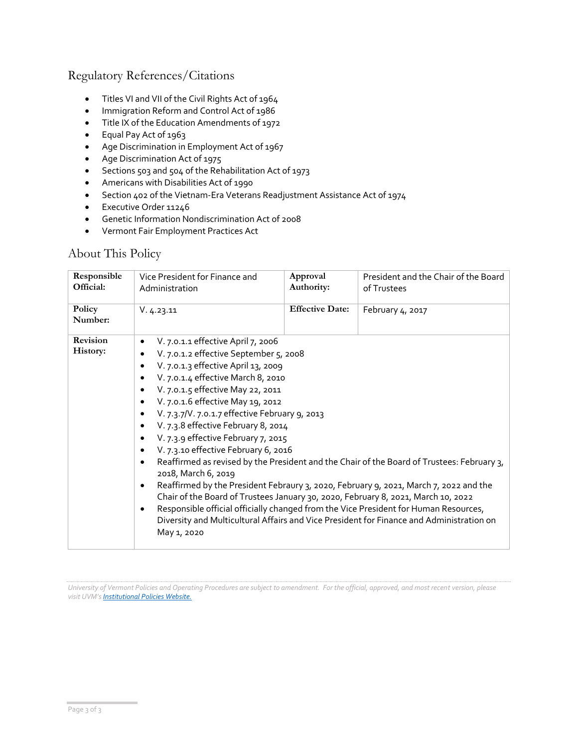## Regulatory References/Citations

- Titles VI and VII of the Civil Rights Act of 1964
- Immigration Reform and Control Act of 1986
- Title IX of the Education Amendments of 1972
- Equal Pay Act of 1963
- Age Discrimination in Employment Act of 1967
- Age Discrimination Act of 1975
- Sections 503 and 504 of the Rehabilitation Act of 1973
- Americans with Disabilities Act of 1990
- Section 402 of the Vietnam-Era Veterans Readjustment Assistance Act of 1974
- Executive Order 11246
- Genetic Information Nondiscrimination Act of 2008
- Vermont Fair Employment Practices Act

## About This Policy

| | | | |
|---|---|---|---|
| **Responsible Official:** | Vice President for Finance and Administration | **Approval Authority:** | President and the Chair of the Board of Trustees |
| **Policy Number:** | V. 4.23.11 | **Effective Date:** | February 4, 2017 |
| **Revision History:** | • V. 7.0.1.1 effective April 7, 2006<br>• V. 7.0.1.2 effective September 5, 2008<br>• V. 7.0.1.3 effective April 13, 2009<br>• V. 7.0.1.4 effective March 8, 2010<br>• V. 7.0.1.5 effective May 22, 2011<br>• V. 7.0.1.6 effective May 19, 2012<br>• V. 7.3.7/V. 7.0.1.7 effective February 9, 2013<br>• V. 7.3.8 effective February 8, 2014<br>• V. 7.3.9 effective February 7, 2015<br>• V. 7.3.10 effective February 6, 2016<br>• Reaffirmed as revised by the President and the Chair of the Board of Trustees: February 3, 2018, March 6, 2019<br>• Reaffirmed by the President Febraury 3, 2020, February 9, 2021, March 7, 2022 and the Chair of the Board of Trustees January 30, 2020, February 8, 2021, March 10, 2022<br>• Responsible official officially changed from the Vice President for Human Resources, Diversity and Multicultural Affairs and Vice President for Finance and Administration on May 1, 2020 | | |

*University of Vermont Policies and Operating Procedures are subject to amendment. For the official, approved, and most recent version, please visit UVM's [Institutional Policies Website.](#)*